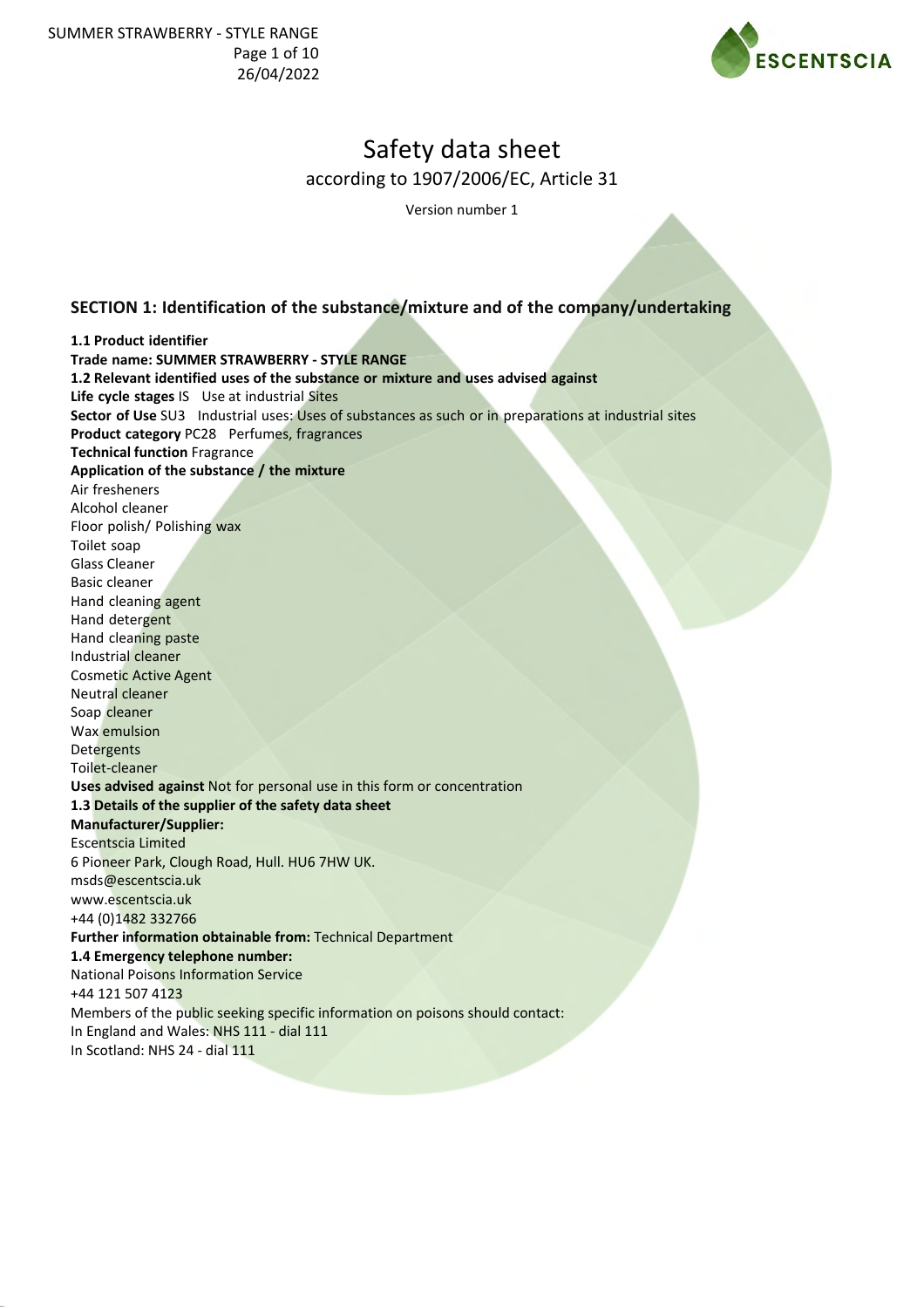# Safety data sheet

according to 1907/2006/EC, Article 31

Version number 1

## SECTION 1: Identification of the substance/mixture and of the company/undertaking

**1.1 Product identifier**

**Trade name: SUMMER STRAWBERRY - STYLE RANGE**

**1.2 Relevant identified uses of the substance or mixture and uses advised against**

**Life cycle stages** IS Use at industrial Sites

**Sector of Use** SU3 Industrial uses: Uses of substances as such or in preparations at industrial sites

**Product category** PC28 Perfumes, fragrances

**Technical function** Fragrance

**Application of the substance / the mixture**

Air fresheners
Alcohol cleaner
Floor polish/ Polishing wax
Toilet soap
Glass Cleaner
Basic cleaner
Hand cleaning agent
Hand detergent
Hand cleaning paste
Industrial cleaner
Cosmetic Active Agent
Neutral cleaner
Soap cleaner
Wax emulsion
Detergents
Toilet-cleaner

**Uses advised against** Not for personal use in this form or concentration

**1.3 Details of the supplier of the safety data sheet**

**Manufacturer/Supplier:**

Escentscia Limited
6 Pioneer Park, Clough Road, Hull. HU6 7HW UK.
msds@escentscia.uk
www.escentscia.uk
+44 (0)1482 332766

**Further information obtainable from:** Technical Department

**1.4 Emergency telephone number:**

National Poisons Information Service
+44 121 507 4123
Members of the public seeking specific information on poisons should contact:
In England and Wales: NHS 111 - dial 111
In Scotland: NHS 24 - dial 111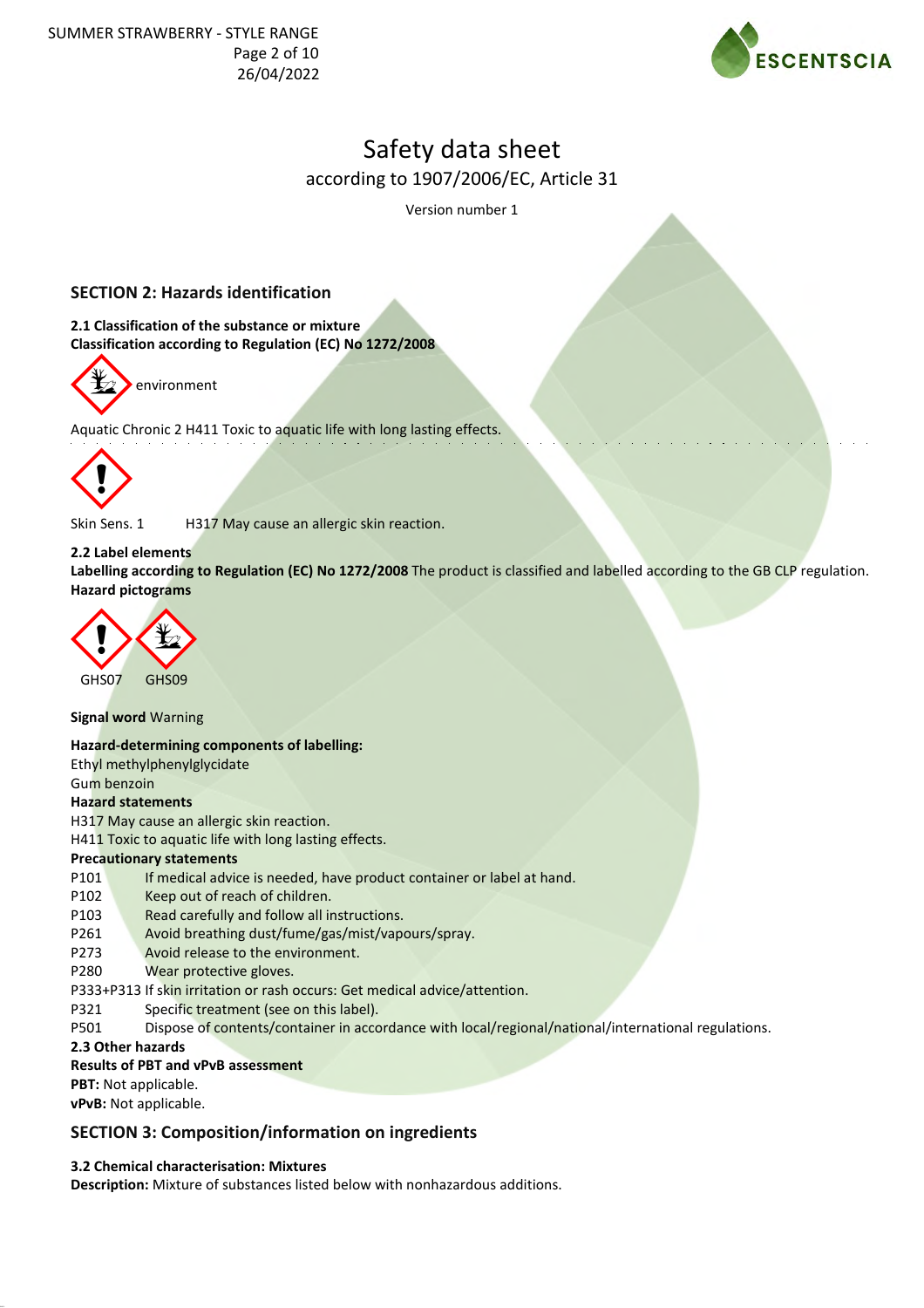# Safety data sheet

according to 1907/2006/EC, Article 31

Version number 1

## SECTION 2: Hazards identification

**2.1 Classification of the substance or mixture**
**Classification according to Regulation (EC) No 1272/2008**

environment

Aquatic Chronic 2 H411 Toxic to aquatic life with long lasting effects.

Skin Sens. 1 H317 May cause an allergic skin reaction.

**2.2 Label elements**
**Labelling according to Regulation (EC) No 1272/2008** The product is classified and labelled according to the GB CLP regulation.
**Hazard pictograms**

GHS07 GHS09

**Signal word** Warning

**Hazard-determining components of labelling:**
Ethyl methylphenylglycidate
Gum benzoin

**Hazard statements**
H317 May cause an allergic skin reaction.
H411 Toxic to aquatic life with long lasting effects.

**Precautionary statements**

| | |
|---|---|
| P101 | If medical advice is needed, have product container or label at hand. |
| P102 | Keep out of reach of children. |
| P103 | Read carefully and follow all instructions. |
| P261 | Avoid breathing dust/fume/gas/mist/vapours/spray. |
| P273 | Avoid release to the environment. |
| P280 | Wear protective gloves. |
| P333+P313 | If skin irritation or rash occurs: Get medical advice/attention. |
| P321 | Specific treatment (see on this label). |
| P501 | Dispose of contents/container in accordance with local/regional/national/international regulations. |

**2.3 Other hazards**
**Results of PBT and vPvB assessment**
**PBT:** Not applicable.
**vPvB:** Not applicable.

## SECTION 3: Composition/information on ingredients

**3.2 Chemical characterisation: Mixtures**
**Description:** Mixture of substances listed below with nonhazardous additions.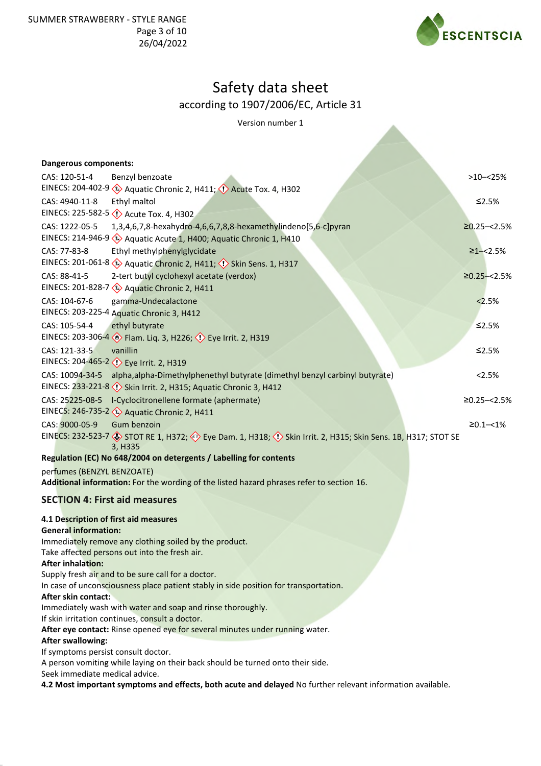**Dangerous components:**

| | | |
|---|---|---|
| CAS: 120-51-4<br>EINECS: 204-402-9 | Benzyl benzoate<br>Aquatic Chronic 2, H411; Acute Tox. 4, H302 | >10–<25% |
| CAS: 4940-11-8<br>EINECS: 225-582-5 | Ethyl maltol<br>Acute Tox. 4, H302 | ≤2.5% |
| CAS: 1222-05-5<br>EINECS: 214-946-9 | 1,3,4,6,7,8-hexahydro-4,6,6,7,8,8-hexamethylindeno[5,6-c]pyran<br>Aquatic Acute 1, H400; Aquatic Chronic 1, H410 | ≥0.25–<2.5% |
| CAS: 77-83-8<br>EINECS: 201-061-8 | Ethyl methylphenylglycidate<br>Aquatic Chronic 2, H411; Skin Sens. 1, H317 | ≥1–<2.5% |
| CAS: 88-41-5<br>EINECS: 201-828-7 | 2-tert butyl cyclohexyl acetate (verdox)<br>Aquatic Chronic 2, H411 | ≥0.25–<2.5% |
| CAS: 104-67-6<br>EINECS: 203-225-4 | gamma-Undecalactone<br>Aquatic Chronic 3, H412 | <2.5% |
| CAS: 105-54-4<br>EINECS: 203-306-4 | ethyl butyrate<br>Flam. Liq. 3, H226; Eye Irrit. 2, H319 | ≤2.5% |
| CAS: 121-33-5<br>EINECS: 204-465-2 | vanillin<br>Eye Irrit. 2, H319 | ≤2.5% |
| CAS: 10094-34-5<br>EINECS: 233-221-8 | alpha,alpha-Dimethylphenethyl butyrate (dimethyl benzyl carbinyl butyrate)<br>Skin Irrit. 2, H315; Aquatic Chronic 3, H412 | <2.5% |
| CAS: 25225-08-5<br>EINECS: 246-735-2 | l-Cyclocitronellene formate (aphermate)<br>Aquatic Chronic 2, H411 | ≥0.25–<2.5% |
| CAS: 9000-05-9<br>EINECS: 232-523-7 | Gum benzoin<br>STOT RE 1, H372; Eye Dam. 1, H318; Skin Irrit. 2, H315; Skin Sens. 1B, H317; STOT SE 3, H335 | ≥0.1–<1% |

**Regulation (EC) No 648/2004 on detergents / Labelling for contents**

perfumes (BENZYL BENZOATE)

**Additional information:** For the wording of the listed hazard phrases refer to section 16.

## SECTION 4: First aid measures

**4.1 Description of first aid measures**

**General information:**

Immediately remove any clothing soiled by the product.
Take affected persons out into the fresh air.

**After inhalation:**

Supply fresh air and to be sure call for a doctor.
In case of unconsciousness place patient stably in side position for transportation.

**After skin contact:**

Immediately wash with water and soap and rinse thoroughly.
If skin irritation continues, consult a doctor.

**After eye contact:** Rinse opened eye for several minutes under running water.

**After swallowing:**

If symptoms persist consult doctor.
A person vomiting while laying on their back should be turned onto their side.
Seek immediate medical advice.

**4.2 Most important symptoms and effects, both acute and delayed** No further relevant information available.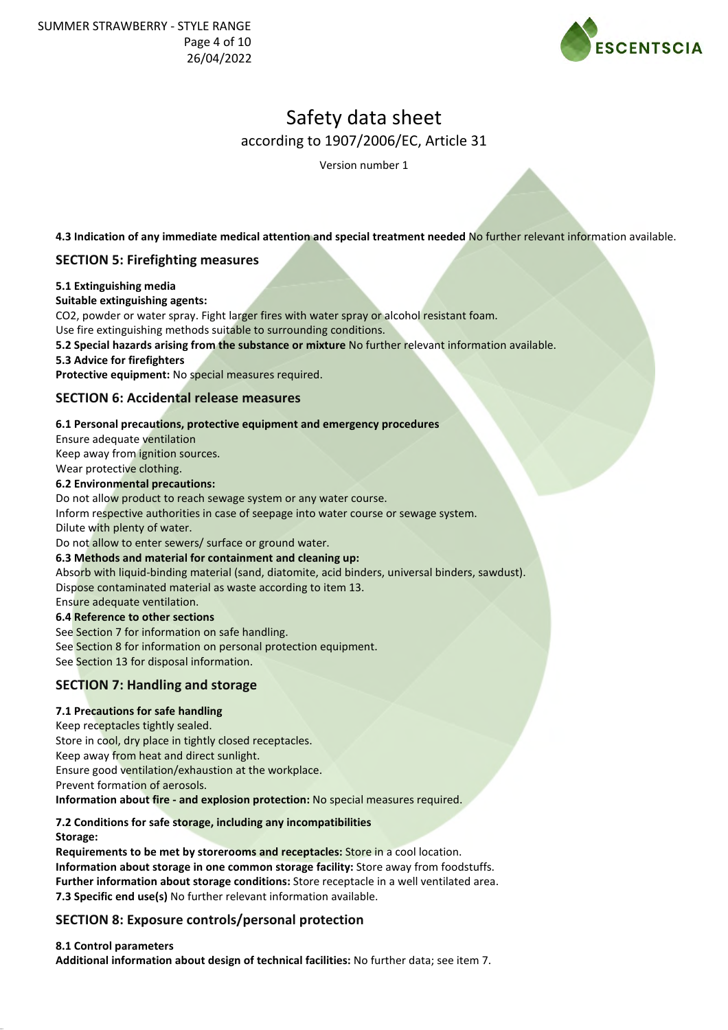# Safety data sheet

according to 1907/2006/EC, Article 31

Version number 1

**4.3 Indication of any immediate medical attention and special treatment needed** No further relevant information available.

## SECTION 5: Firefighting measures

**5.1 Extinguishing media**

**Suitable extinguishing agents:**

$CO_2$, powder or water spray. Fight larger fires with water spray or alcohol resistant foam.

Use fire extinguishing methods suitable to surrounding conditions.

**5.2 Special hazards arising from the substance or mixture** No further relevant information available.

**5.3 Advice for firefighters**

**Protective equipment:** No special measures required.

## SECTION 6: Accidental release measures

**6.1 Personal precautions, protective equipment and emergency procedures**

Ensure adequate ventilation

Keep away from ignition sources.

Wear protective clothing.

**6.2 Environmental precautions:**

Do not allow product to reach sewage system or any water course.

Inform respective authorities in case of seepage into water course or sewage system.

Dilute with plenty of water.

Do not allow to enter sewers/ surface or ground water.

**6.3 Methods and material for containment and cleaning up:**

Absorb with liquid-binding material (sand, diatomite, acid binders, universal binders, sawdust).

Dispose contaminated material as waste according to item 13.

Ensure adequate ventilation.

**6.4 Reference to other sections**

See Section 7 for information on safe handling.

See Section 8 for information on personal protection equipment.

See Section 13 for disposal information.

## SECTION 7: Handling and storage

**7.1 Precautions for safe handling**

Keep receptacles tightly sealed.

Store in cool, dry place in tightly closed receptacles.

Keep away from heat and direct sunlight.

Ensure good ventilation/exhaustion at the workplace.

Prevent formation of aerosols.

**Information about fire - and explosion protection:** No special measures required.

**7.2 Conditions for safe storage, including any incompatibilities**

**Storage:**

**Requirements to be met by storerooms and receptacles:** Store in a cool location.

**Information about storage in one common storage facility:** Store away from foodstuffs.

**Further information about storage conditions:** Store receptacle in a well ventilated area.

**7.3 Specific end use(s)** No further relevant information available.

## SECTION 8: Exposure controls/personal protection

**8.1 Control parameters**

**Additional information about design of technical facilities:** No further data; see item 7.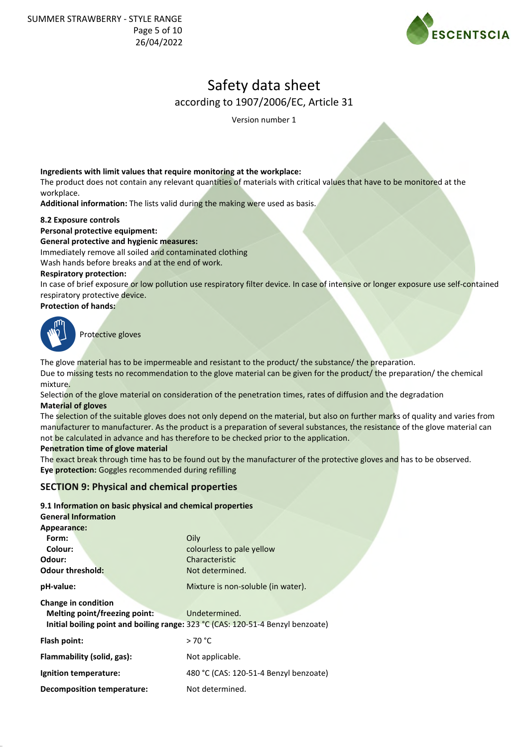**Ingredients with limit values that require monitoring at the workplace:**
The product does not contain any relevant quantities of materials with critical values that have to be monitored at the workplace.
**Additional information:** The lists valid during the making were used as basis.

**8.2 Exposure controls**
**Personal protective equipment:**
**General protective and hygienic measures:**
Immediately remove all soiled and contaminated clothing
Wash hands before breaks and at the end of work.
**Respiratory protection:**
In case of brief exposure or low pollution use respiratory filter device. In case of intensive or longer exposure use self-contained respiratory protective device.
**Protection of hands:**

Protective gloves

The glove material has to be impermeable and resistant to the product/ the substance/ the preparation.
Due to missing tests no recommendation to the glove material can be given for the product/ the preparation/ the chemical mixture.
Selection of the glove material on consideration of the penetration times, rates of diffusion and the degradation
**Material of gloves**
The selection of the suitable gloves does not only depend on the material, but also on further marks of quality and varies from manufacturer to manufacturer. As the product is a preparation of several substances, the resistance of the glove material can not be calculated in advance and has therefore to be checked prior to the application.
**Penetration time of glove material**
The exact break through time has to be found out by the manufacturer of the protective gloves and has to be observed.
**Eye protection:** Goggles recommended during refilling

## SECTION 9: Physical and chemical properties

**9.1 Information on basic physical and chemical properties**
**General Information**

| | |
|---|---|
| **Appearance:** | |
| **Form:** | Oily |
| **Colour:** | colourless to pale yellow |
| **Odour:** | Characteristic |
| **Odour threshold:** | Not determined. |
| **pH-value:** | Mixture is non-soluble (in water). |
| **Change in condition** | |
| **Melting point/freezing point:** | Undetermined. |
| **Initial boiling point and boiling range:** | 323 °C (CAS: 120-51-4 Benzyl benzoate) |
| **Flash point:** | > 70 °C |
| **Flammability (solid, gas):** | Not applicable. |
| **Ignition temperature:** | 480 °C (CAS: 120-51-4 Benzyl benzoate) |
| **Decomposition temperature:** | Not determined. |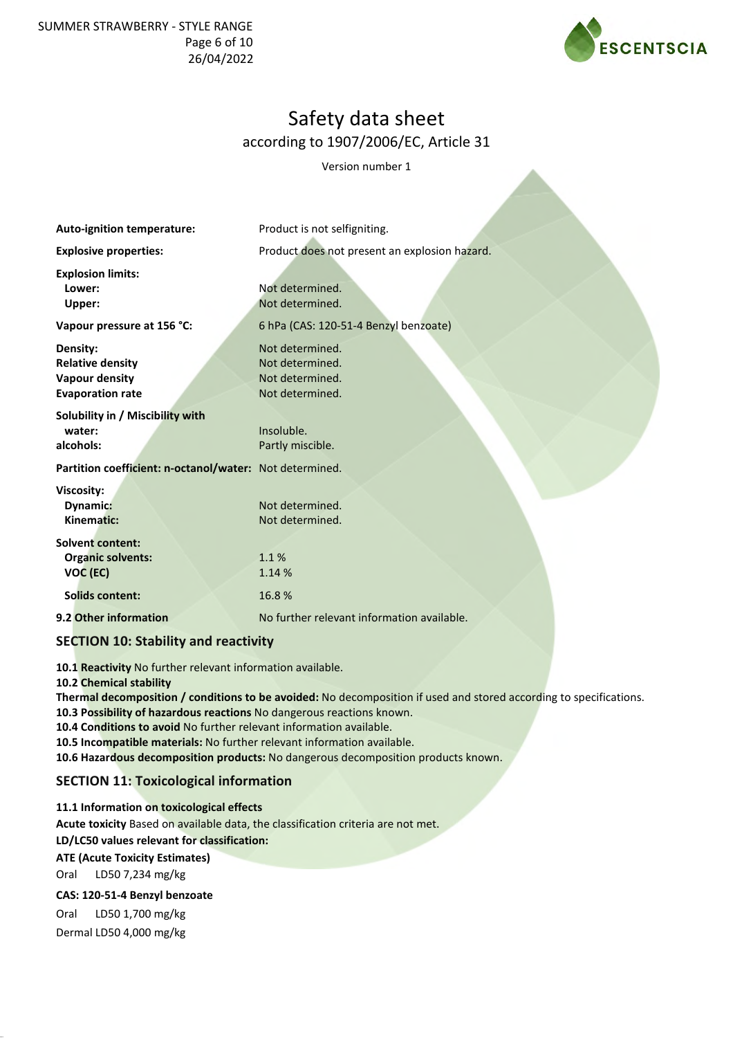# Safety data sheet

according to 1907/2006/EC, Article 31

Version number 1

| | |
|---|---|
| **Auto-ignition temperature:** | Product is not selfigniting. |
| **Explosive properties:** | Product does not present an explosion hazard. |
| **Explosion limits:** | |
| **Lower:** | Not determined. |
| **Upper:** | Not determined. |
| **Vapour pressure at 156 °C:** | 6 hPa (CAS: 120-51-4 Benzyl benzoate) |
| **Density:** | Not determined. |
| **Relative density** | Not determined. |
| **Vapour density** | Not determined. |
| **Evaporation rate** | Not determined. |
| **Solubility in / Miscibility with** | |
| **water:** | Insoluble. |
| **alcohols:** | Partly miscible. |
| **Partition coefficient: n-octanol/water:** | Not determined. |
| **Viscosity:** | |
| **Dynamic:** | Not determined. |
| **Kinematic:** | Not determined. |
| **Solvent content:** | |
| **Organic solvents:** | 1.1 % |
| **VOC (EC)** | 1.14 % |
| **Solids content:** | 16.8 % |
| **9.2 Other information** | No further relevant information available. |

## SECTION 10: Stability and reactivity

**10.1 Reactivity** No further relevant information available.
**10.2 Chemical stability**
**Thermal decomposition / conditions to be avoided:** No decomposition if used and stored according to specifications.
**10.3 Possibility of hazardous reactions** No dangerous reactions known.
**10.4 Conditions to avoid** No further relevant information available.
**10.5 Incompatible materials:** No further relevant information available.
**10.6 Hazardous decomposition products:** No dangerous decomposition products known.

## SECTION 11: Toxicological information

**11.1 Information on toxicological effects**
**Acute toxicity** Based on available data, the classification criteria are not met.
**LD/LC50 values relevant for classification:**

**ATE (Acute Toxicity Estimates)**

Oral LD50 7,234 mg/kg

**CAS: 120-51-4 Benzyl benzoate**

Oral LD50 1,700 mg/kg

Dermal LD50 4,000 mg/kg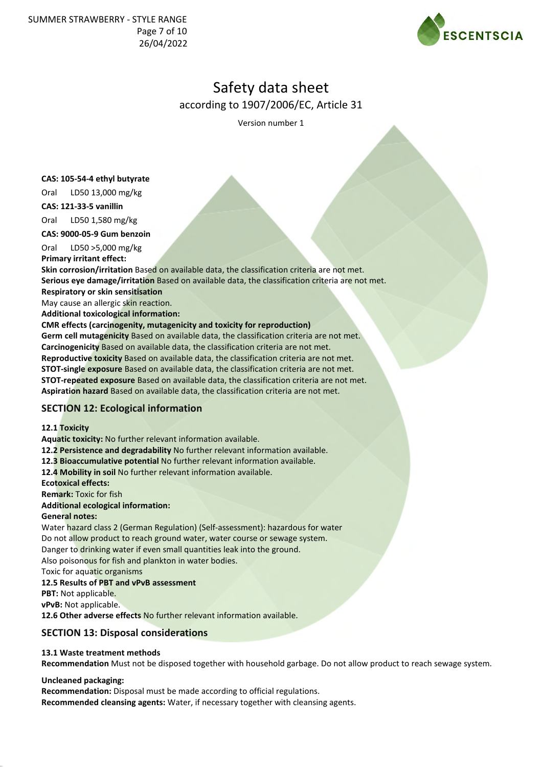# Safety data sheet

according to 1907/2006/EC, Article 31

Version number 1

**CAS: 105-54-4 ethyl butyrate**

Oral LD50 13,000 mg/kg

**CAS: 121-33-5 vanillin**

Oral LD50 1,580 mg/kg

**CAS: 9000-05-9 Gum benzoin**

Oral LD50 >5,000 mg/kg

**Primary irritant effect:**

**Skin corrosion/irritation** Based on available data, the classification criteria are not met.

**Serious eye damage/irritation** Based on available data, the classification criteria are not met.

**Respiratory or skin sensitisation**

May cause an allergic skin reaction.

**Additional toxicological information:**

**CMR effects (carcinogenity, mutagenicity and toxicity for reproduction)**

**Germ cell mutagenicity** Based on available data, the classification criteria are not met.

**Carcinogenicity** Based on available data, the classification criteria are not met.

**Reproductive toxicity** Based on available data, the classification criteria are not met.

**STOT-single exposure** Based on available data, the classification criteria are not met.

**STOT-repeated exposure** Based on available data, the classification criteria are not met.

**Aspiration hazard** Based on available data, the classification criteria are not met.

## SECTION 12: Ecological information

**12.1 Toxicity**

**Aquatic toxicity:** No further relevant information available.

**12.2 Persistence and degradability** No further relevant information available.

**12.3 Bioaccumulative potential** No further relevant information available.

**12.4 Mobility in soil** No further relevant information available.

**Ecotoxical effects:**

**Remark:** Toxic for fish

**Additional ecological information:**

**General notes:**

Water hazard class 2 (German Regulation) (Self-assessment): hazardous for water

Do not allow product to reach ground water, water course or sewage system.

Danger to drinking water if even small quantities leak into the ground.

Also poisonous for fish and plankton in water bodies.

Toxic for aquatic organisms

**12.5 Results of PBT and vPvB assessment**

**PBT:** Not applicable.

**vPvB:** Not applicable.

**12.6 Other adverse effects** No further relevant information available.

## SECTION 13: Disposal considerations

**13.1 Waste treatment methods**

**Recommendation** Must not be disposed together with household garbage. Do not allow product to reach sewage system.

**Uncleaned packaging:**

**Recommendation:** Disposal must be made according to official regulations.

**Recommended cleansing agents:** Water, if necessary together with cleansing agents.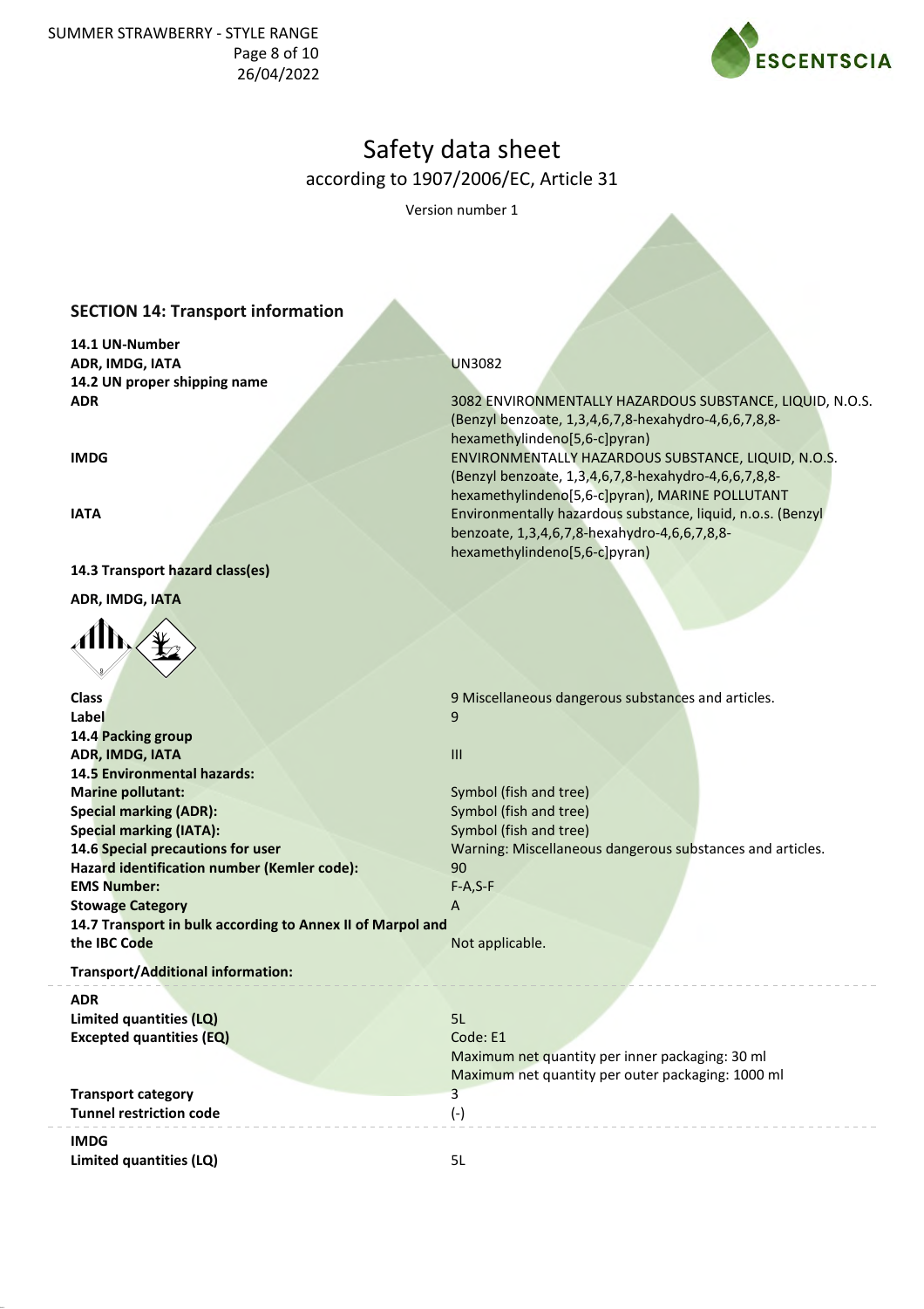# Safety data sheet

according to 1907/2006/EC, Article 31

Version number 1

## SECTION 14: Transport information

**14.1 UN-Number**

| | |
|---|---|
| **ADR, IMDG, IATA** | UN3082 |

**14.2 UN proper shipping name**

| | |
|---|---|
| **ADR** | 3082 ENVIRONMENTALLY HAZARDOUS SUBSTANCE, LIQUID, N.O.S. (Benzyl benzoate, 1,3,4,6,7,8-hexahydro-4,6,6,7,8,8-hexamethylindeno[5,6-c]pyran) |
| **IMDG** | ENVIRONMENTALLY HAZARDOUS SUBSTANCE, LIQUID, N.O.S. (Benzyl benzoate, 1,3,4,6,7,8-hexahydro-4,6,6,7,8,8-hexamethylindeno[5,6-c]pyran), MARINE POLLUTANT |
| **IATA** | Environmentally hazardous substance, liquid, n.o.s. (Benzyl benzoate, 1,3,4,6,7,8-hexahydro-4,6,6,7,8,8-hexamethylindeno[5,6-c]pyran) |

**14.3 Transport hazard class(es)**

**ADR, IMDG, IATA**

| | |
|---|---|
| **Class** | 9 Miscellaneous dangerous substances and articles. |
| **Label** | 9 |

**14.4 Packing group**

| | |
|---|---|
| **ADR, IMDG, IATA** | III |

**14.5 Environmental hazards:**

| | |
|---|---|
| **Marine pollutant:** | Symbol (fish and tree) |
| **Special marking (ADR):** | Symbol (fish and tree) |
| **Special marking (IATA):** | Symbol (fish and tree) |
| **14.6 Special precautions for user** | Warning: Miscellaneous dangerous substances and articles. |
| **Hazard identification number (Kemler code):** | 90 |
| **EMS Number:** | F-A,S-F |
| **Stowage Category** | A |
| **14.7 Transport in bulk according to Annex II of Marpol and the IBC Code** | Not applicable. |

**Transport/Additional information:**

**ADR**

| | |
|---|---|
| **Limited quantities (LQ)** | 5L |
| **Excepted quantities (EQ)** | Code: E1<br>Maximum net quantity per inner packaging: 30 ml<br>Maximum net quantity per outer packaging: 1000 ml |
| **Transport category** | 3 |
| **Tunnel restriction code** | (-) |

**IMDG**

| | |
|---|---|
| **Limited quantities (LQ)** | 5L |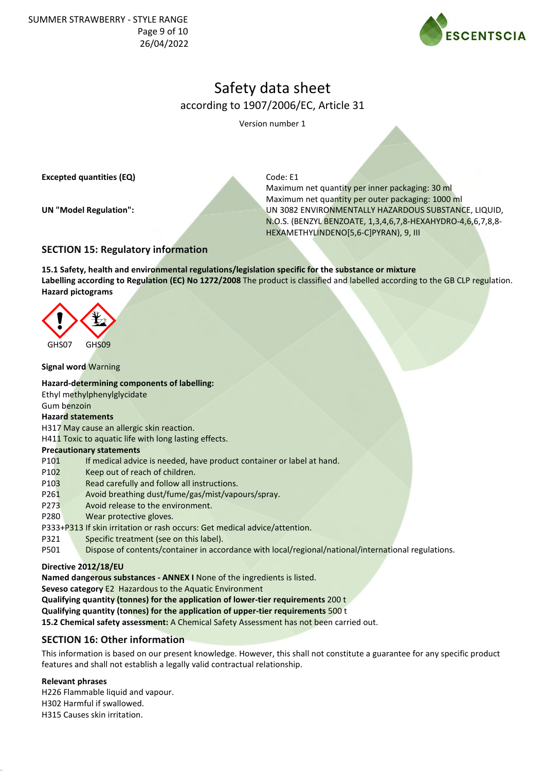**Excepted quantities (EQ)**

Code: E1
Maximum net quantity per inner packaging: 30 ml
Maximum net quantity per outer packaging: 1000 ml

**UN "Model Regulation":**

UN 3082 ENVIRONMENTALLY HAZARDOUS SUBSTANCE, LIQUID, N.O.S. (BENZYL BENZOATE, 1,3,4,6,7,8-HEXAHYDRO-4,6,6,7,8,8-HEXAMETHYLINDENO[5,6-C]PYRAN), 9, III

## SECTION 15: Regulatory information

**15.1 Safety, health and environmental regulations/legislation specific for the substance or mixture**
**Labelling according to Regulation (EC) No 1272/2008** The product is classified and labelled according to the GB CLP regulation.
**Hazard pictograms**

GHS07 GHS09

**Signal word** Warning

**Hazard-determining components of labelling:**
Ethyl methylphenylglycidate
Gum benzoin

**Hazard statements**
H317 May cause an allergic skin reaction.
H411 Toxic to aquatic life with long lasting effects.

**Precautionary statements**
P101 If medical advice is needed, have product container or label at hand.
P102 Keep out of reach of children.
P103 Read carefully and follow all instructions.
P261 Avoid breathing dust/fume/gas/mist/vapours/spray.
P273 Avoid release to the environment.
P280 Wear protective gloves.
P333+P313 If skin irritation or rash occurs: Get medical advice/attention.
P321 Specific treatment (see on this label).
P501 Dispose of contents/container in accordance with local/regional/national/international regulations.

**Directive 2012/18/EU**
**Named dangerous substances - ANNEX I** None of the ingredients is listed.
**Seveso category** E2 Hazardous to the Aquatic Environment
**Qualifying quantity (tonnes) for the application of lower-tier requirements** 200 t
**Qualifying quantity (tonnes) for the application of upper-tier requirements** 500 t
**15.2 Chemical safety assessment:** A Chemical Safety Assessment has not been carried out.

## SECTION 16: Other information

This information is based on our present knowledge. However, this shall not constitute a guarantee for any specific product features and shall not establish a legally valid contractual relationship.

**Relevant phrases**
H226 Flammable liquid and vapour.
H302 Harmful if swallowed.
H315 Causes skin irritation.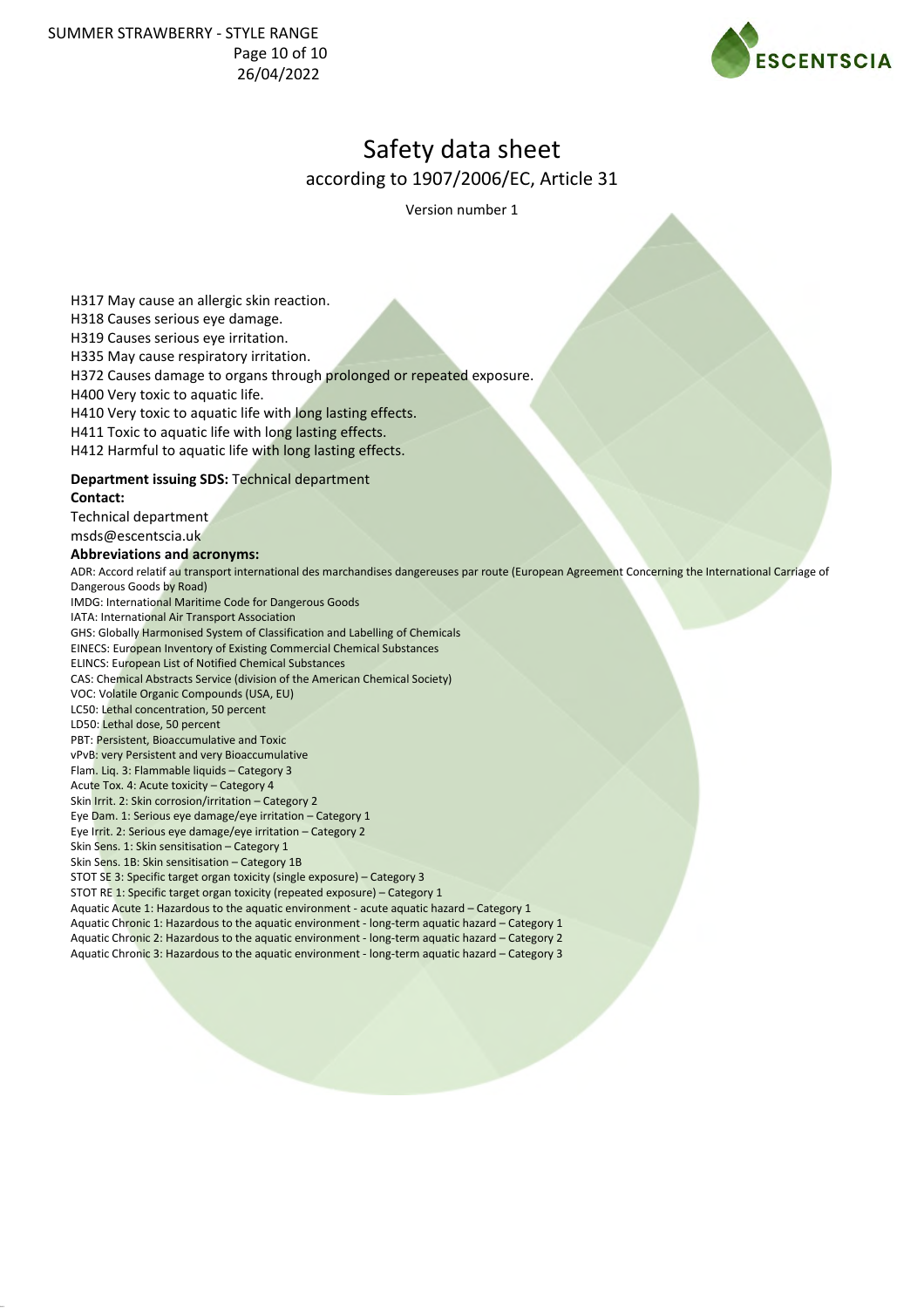# Safety data sheet

according to 1907/2006/EC, Article 31

Version number 1

H317 May cause an allergic skin reaction.
H318 Causes serious eye damage.
H319 Causes serious eye irritation.
H335 May cause respiratory irritation.
H372 Causes damage to organs through prolonged or repeated exposure.
H400 Very toxic to aquatic life.
H410 Very toxic to aquatic life with long lasting effects.
H411 Toxic to aquatic life with long lasting effects.
H412 Harmful to aquatic life with long lasting effects.

**Department issuing SDS:** Technical department

**Contact:**

Technical department
msds@escentscia.uk

**Abbreviations and acronyms:**

ADR: Accord relatif au transport international des marchandises dangereuses par route (European Agreement Concerning the International Carriage of Dangerous Goods by Road)
IMDG: International Maritime Code for Dangerous Goods
IATA: International Air Transport Association
GHS: Globally Harmonised System of Classification and Labelling of Chemicals
EINECS: European Inventory of Existing Commercial Chemical Substances
ELINCS: European List of Notified Chemical Substances
CAS: Chemical Abstracts Service (division of the American Chemical Society)
VOC: Volatile Organic Compounds (USA, EU)
LC50: Lethal concentration, 50 percent
LD50: Lethal dose, 50 percent
PBT: Persistent, Bioaccumulative and Toxic
vPvB: very Persistent and very Bioaccumulative
Flam. Liq. 3: Flammable liquids – Category 3
Acute Tox. 4: Acute toxicity – Category 4
Skin Irrit. 2: Skin corrosion/irritation – Category 2
Eye Dam. 1: Serious eye damage/eye irritation – Category 1
Eye Irrit. 2: Serious eye damage/eye irritation – Category 2
Skin Sens. 1: Skin sensitisation – Category 1
Skin Sens. 1B: Skin sensitisation – Category 1B
STOT SE 3: Specific target organ toxicity (single exposure) – Category 3
STOT RE 1: Specific target organ toxicity (repeated exposure) – Category 1
Aquatic Acute 1: Hazardous to the aquatic environment - acute aquatic hazard – Category 1
Aquatic Chronic 1: Hazardous to the aquatic environment - long-term aquatic hazard – Category 1
Aquatic Chronic 2: Hazardous to the aquatic environment - long-term aquatic hazard – Category 2
Aquatic Chronic 3: Hazardous to the aquatic environment - long-term aquatic hazard – Category 3